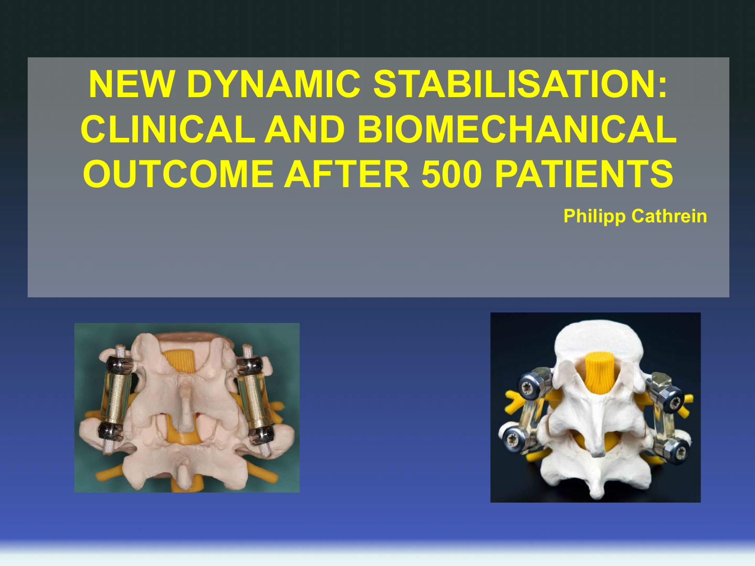# NEW DYNAMIC STABILISATION: CLINICAL AND BIOMECHANICAL OUTCOME AFTER 500 PATIENTS

**Philipp Cathrein**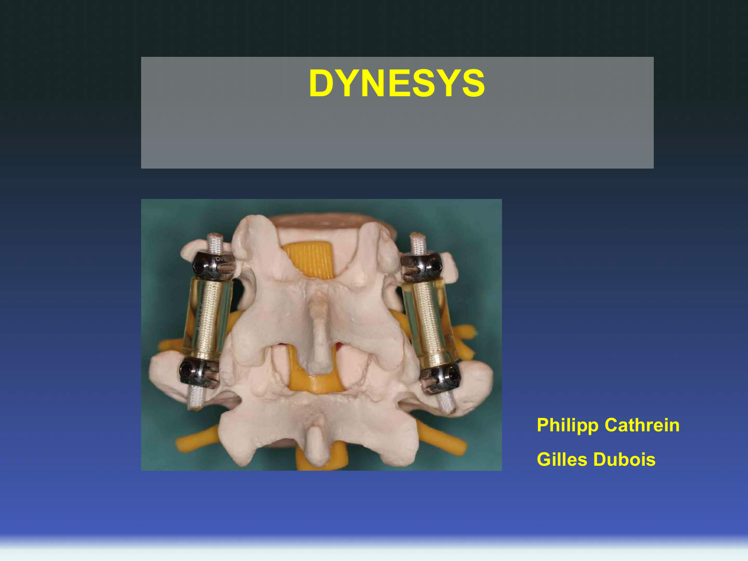# DYNESYS

**Philipp Cathrein**

**Gilles Dubois**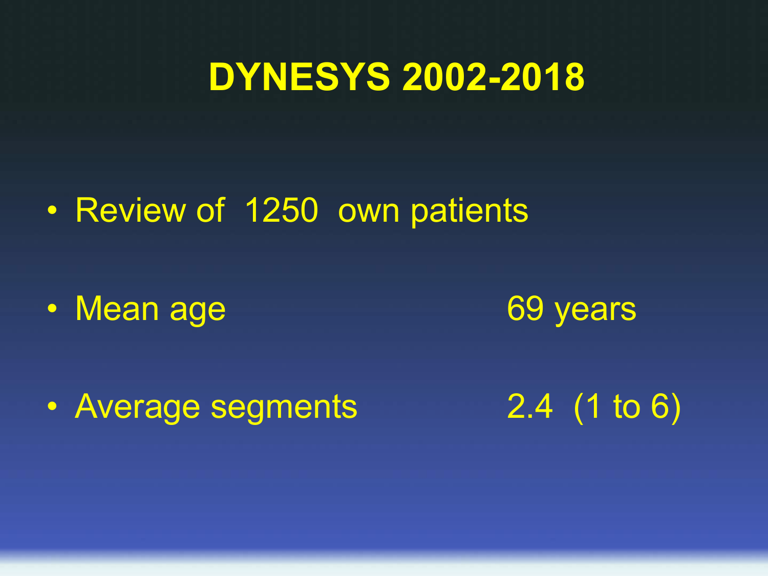# DYNESYS 2002-2018

- Review of 1250 own patients
- Mean age 69 years
- Average segments 2.4 (1 to 6)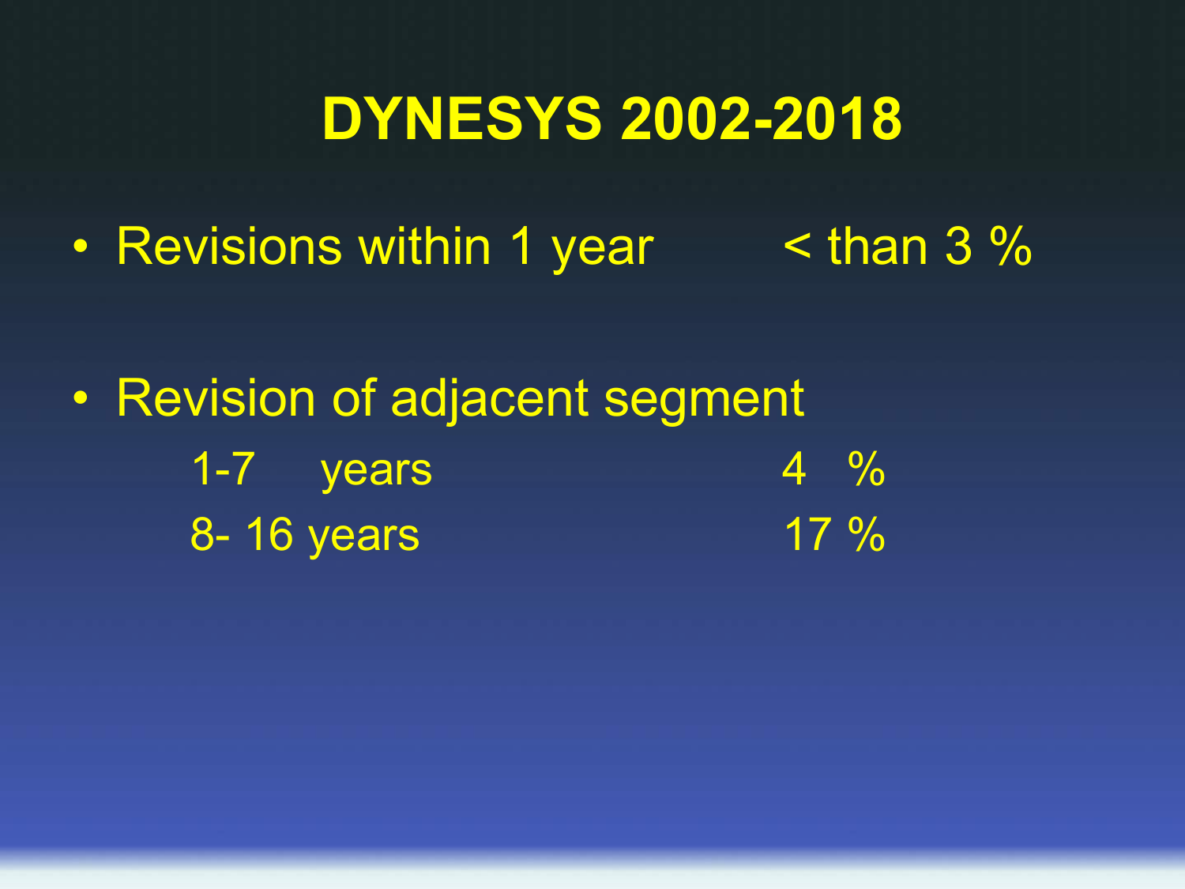# DYNESYS 2002-2018

- Revisions within 1 year < than 3 %
- Revision of adjacent segment

| | |
|---|---|
| 1-7 years | 4 % |
| 8- 16 years | 17 % |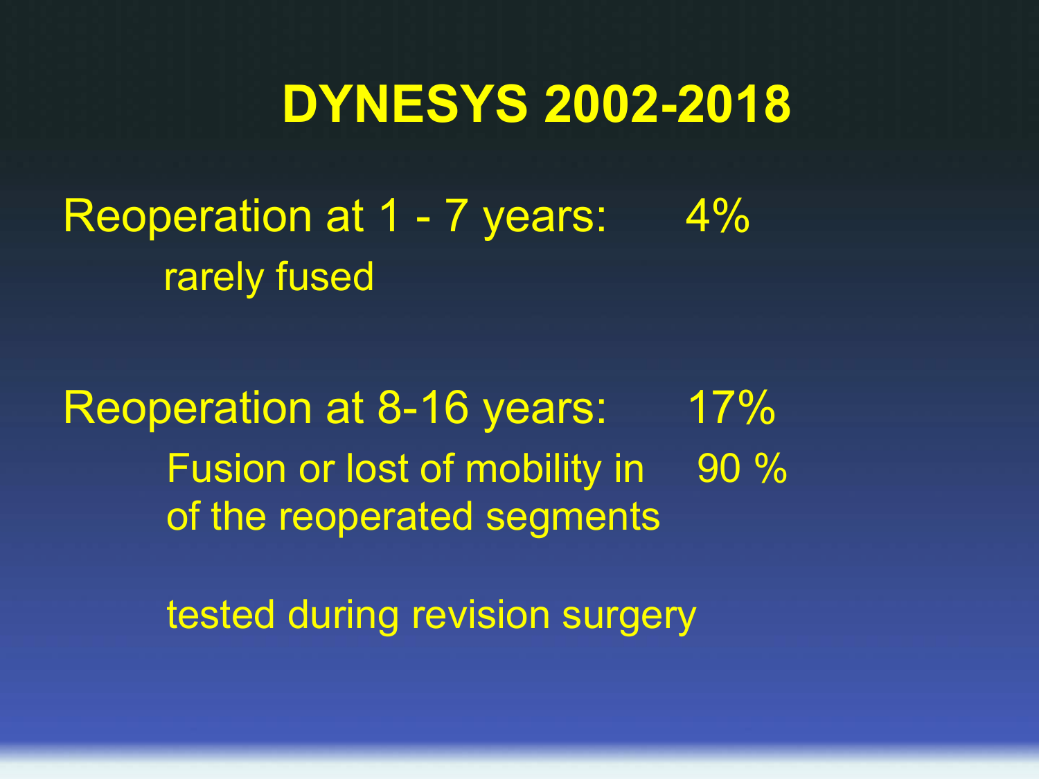# DYNESYS 2002-2018

Reoperation at 1 - 7 years: 4%

rarely fused

Reoperation at 8-16 years: 17%

Fusion or lost of mobility in of the reoperated segments 90 %

tested during revision surgery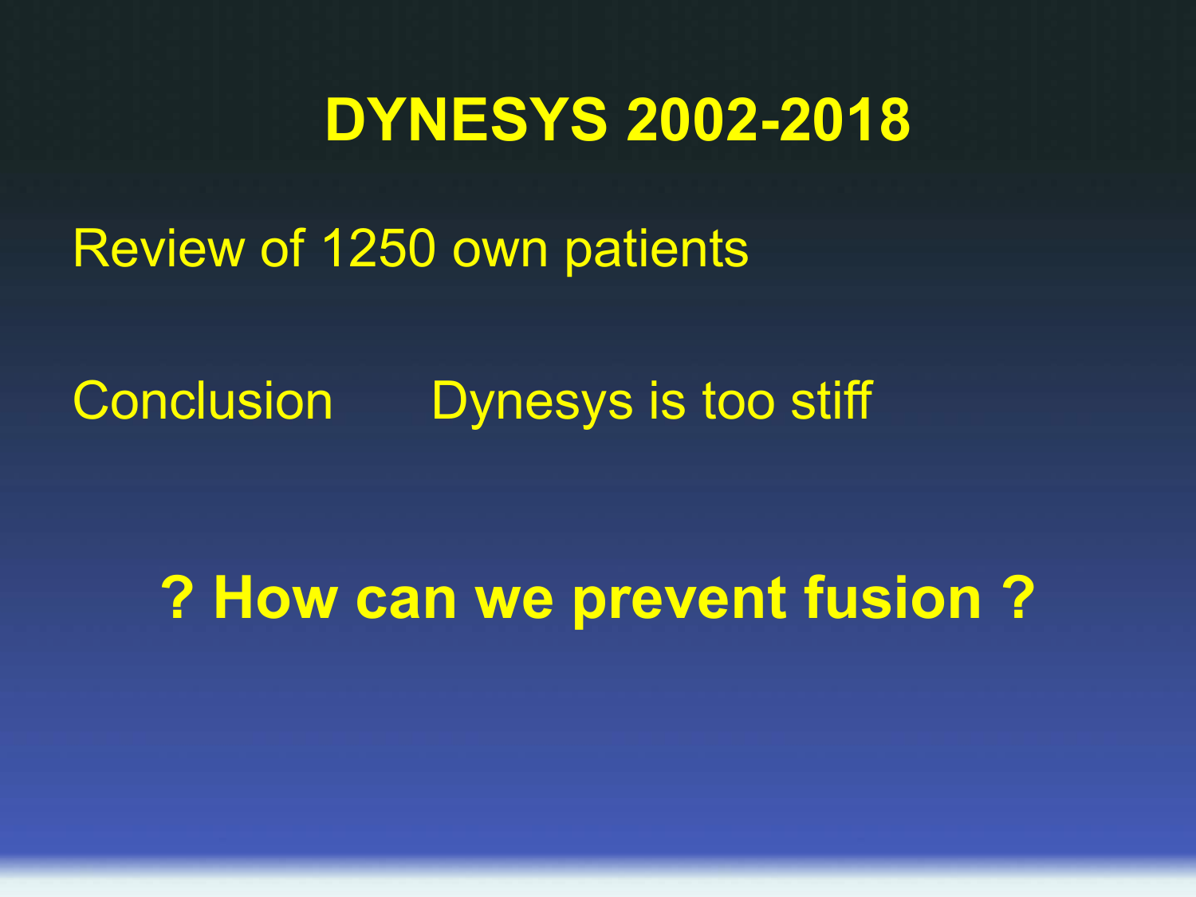# DYNESYS 2002-2018

Review of 1250 own patients

Conclusion Dynesys is too stiff

**? How can we prevent fusion ?**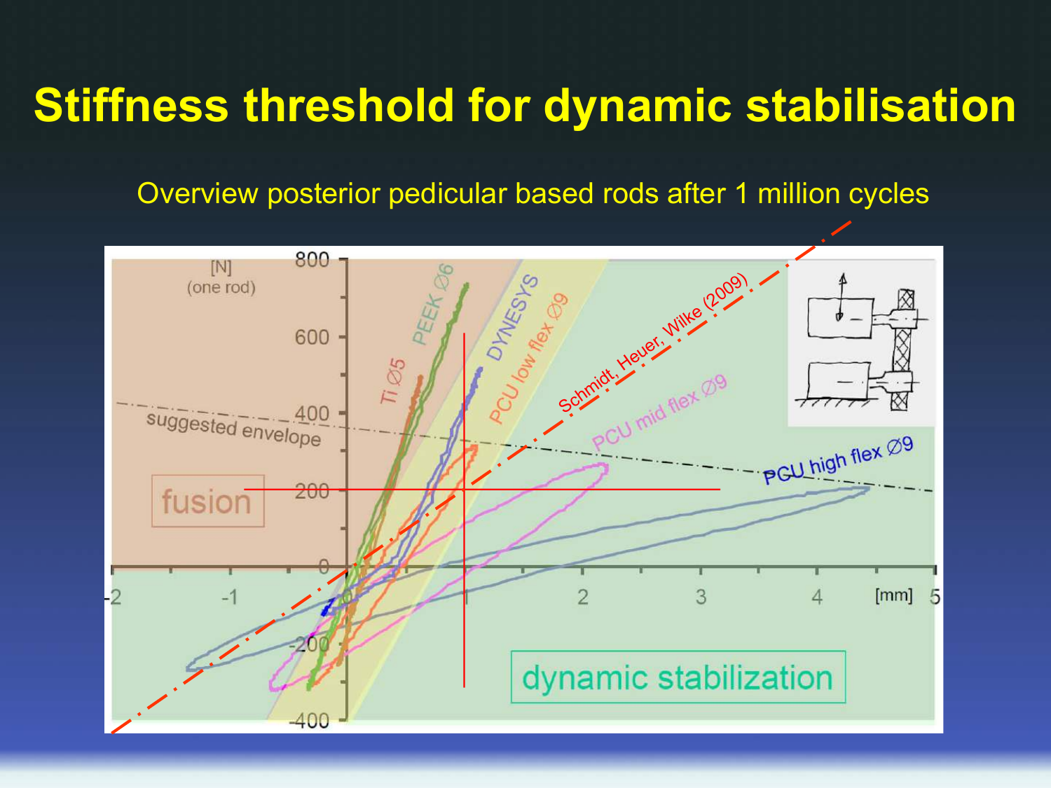# Stiffness threshold for dynamic stabilisation

Overview posterior pedicular based rods after 1 million cycles

[N] (one rod)

800

600

400

200

0

-200

-400

-2 -1 0 1 2 3 4 [mm] 5

Ti Ø5

PEEK Ø6

DYNESYS

PCU low flex Ø9

PCU mid flex Ø9

PCU high flex Ø9

Schmidt, Heuer, Wilke (2009)

suggested envelope

fusion

dynamic stabilization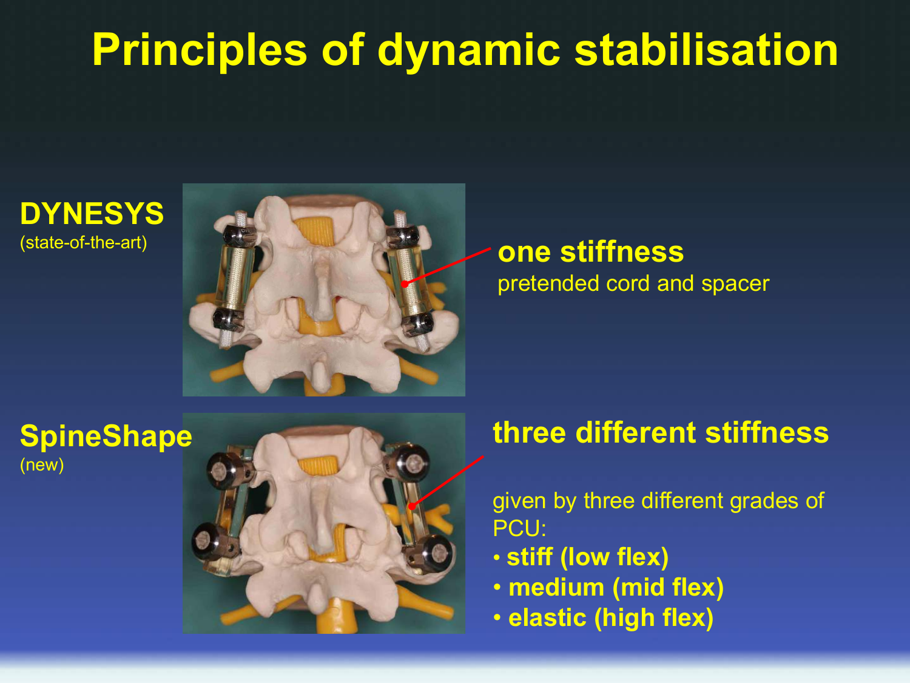# Principles of dynamic stabilisation

**DYNESYS**
(state-of-the-art)

**one stiffness**
pretended cord and spacer

**SpineShape**
(new)

**three different stiffness**

given by three different grades of PCU:

- **stiff (low flex)**
- **medium (mid flex)**
- **elastic (high flex)**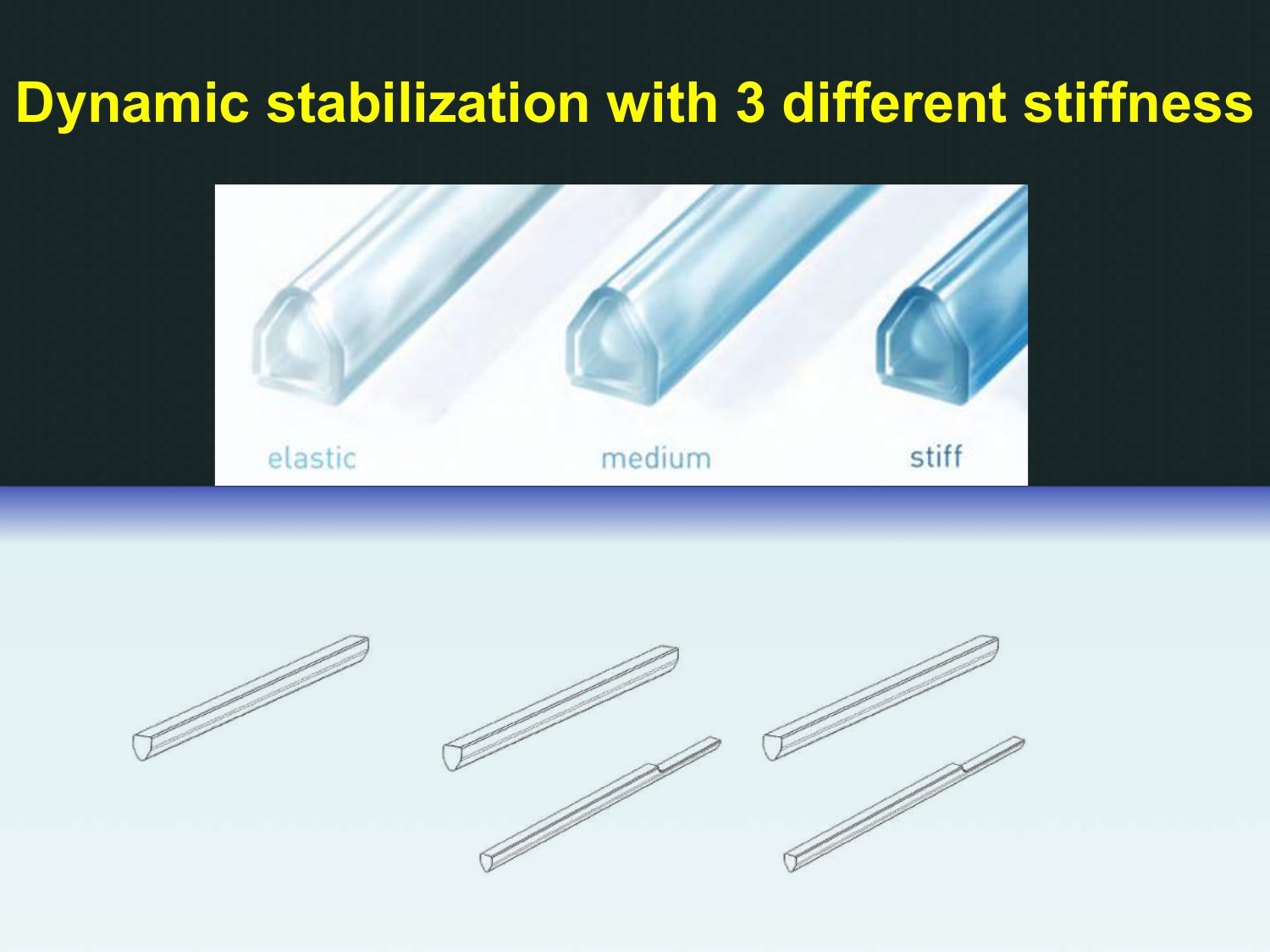# Dynamic stabilization with 3 different stiffness

elastic

medium

stiff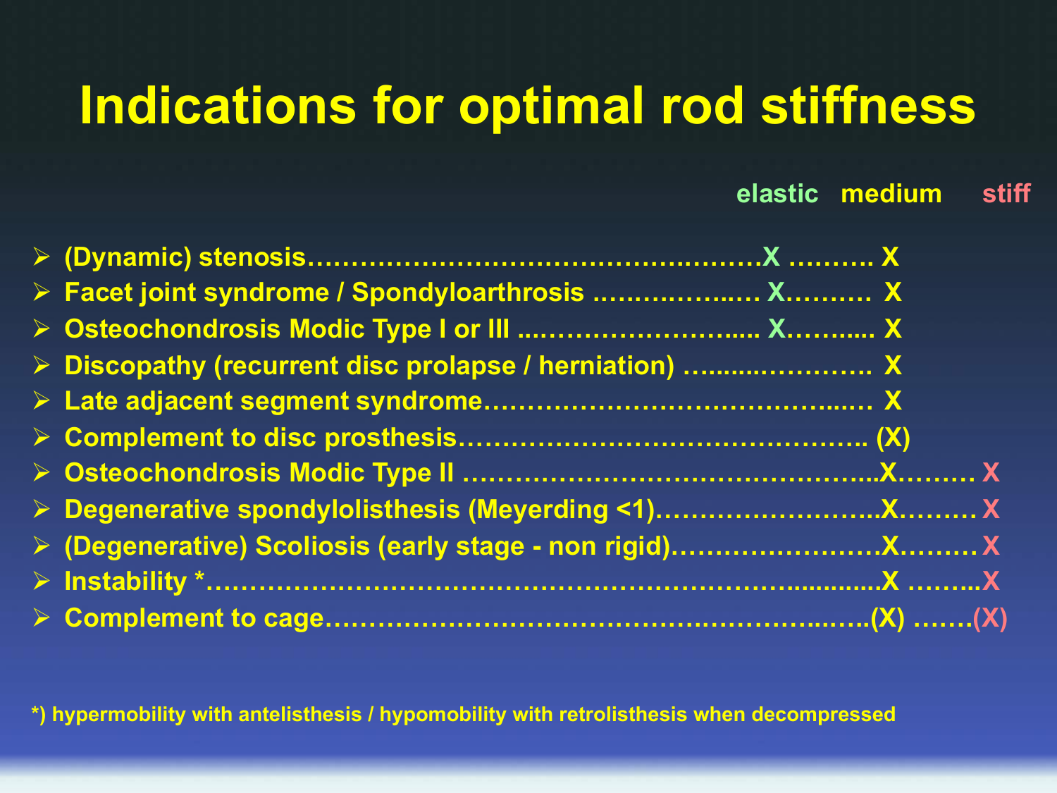# Indications for optimal rod stiffness

| Indication | elastic | medium | stiff |
|---|---|---|---|
| (Dynamic) stenosis | X | X | |
| Facet joint syndrome / Spondyloarthrosis | X | X | |
| Osteochondrosis Modic Type I or III | X | X | |
| Discopathy (recurrent disc prolapse / herniation) | | X | |
| Late adjacent segment syndrome | | X | |
| Complement to disc prosthesis | | (X) | |
| Osteochondrosis Modic Type II | | X | X |
| Degenerative spondylolisthesis (Meyerding <1) | | X | X |
| (Degenerative) Scoliosis (early stage - non rigid) | | X | X |
| Instability * | | X | X |
| Complement to cage | | (X) | (X) |

*) hypermobility with antelisthesis / hypomobility with retrolisthesis when decompressed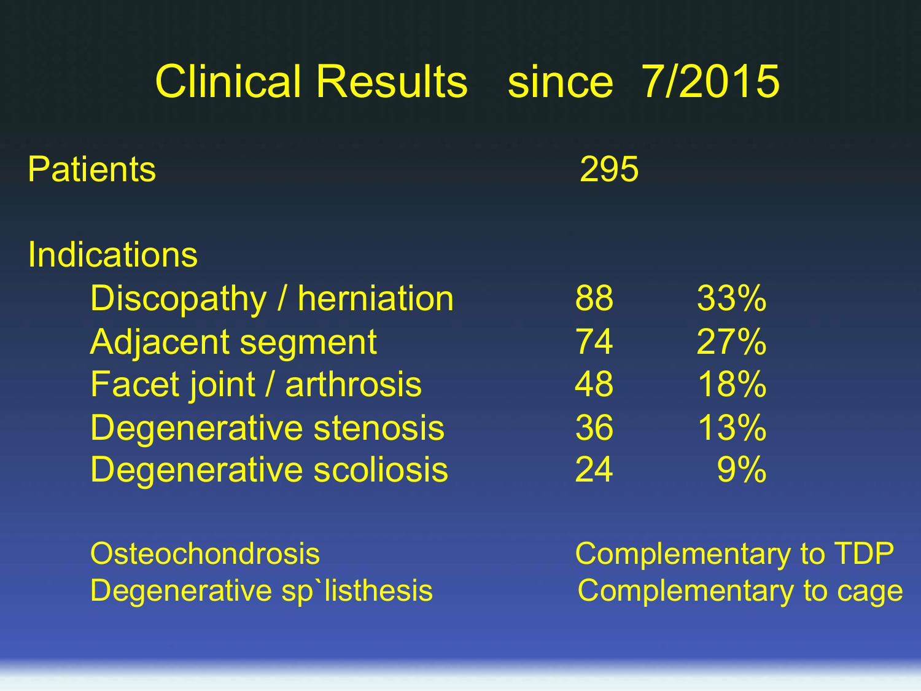# Clinical Results since 7/2015

| | | |
|---|---|---|
| Patients | 295 | |
| **Indications** | | |
| Discopathy / herniation | 88 | 33% |
| Adjacent segment | 74 | 27% |
| Facet joint / arthrosis | 48 | 18% |
| Degenerative stenosis | 36 | 13% |
| Degenerative scoliosis | 24 | 9% |

| | |
|---|---|
| Osteochondrosis | Complementary to TDP |
| Degenerative sp`listhesis | Complementary to cage |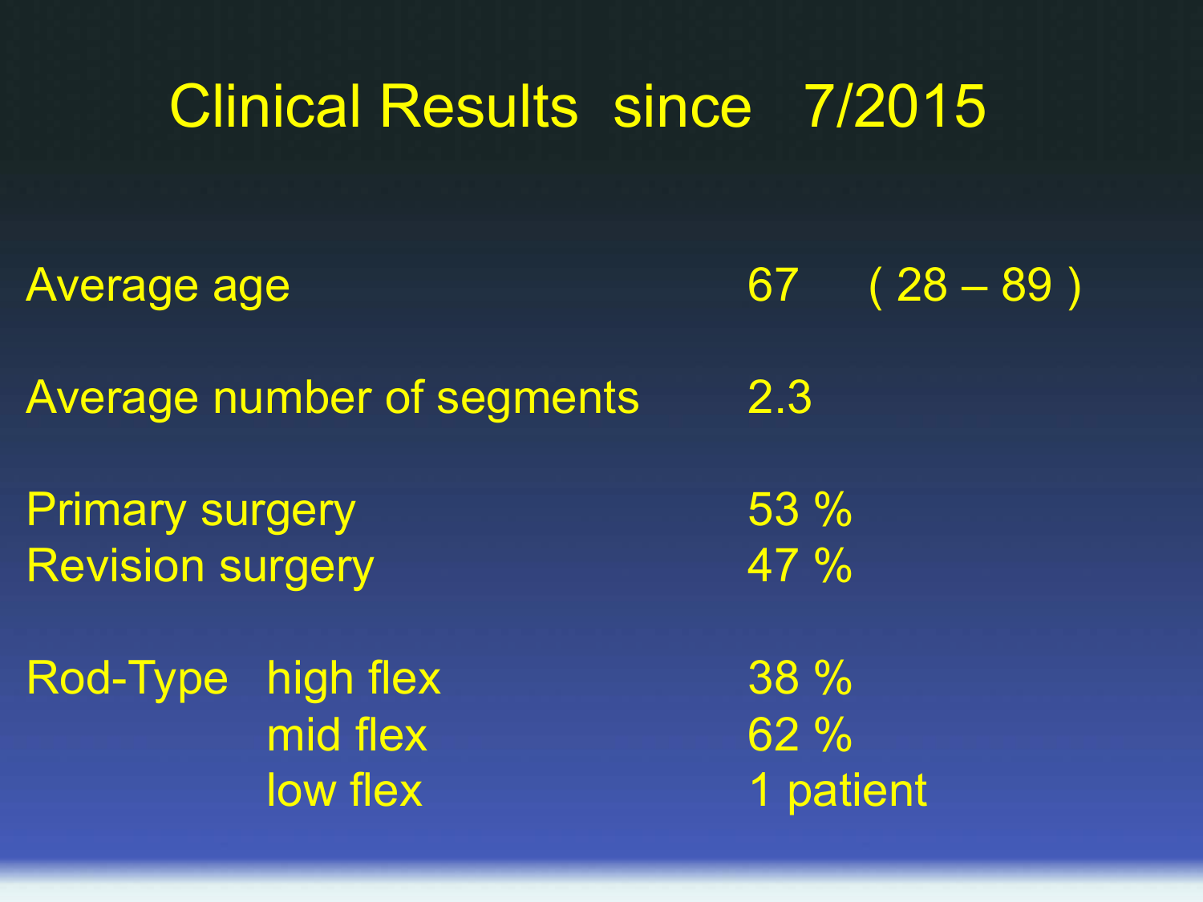# Clinical Results since 7/2015

| | | |
|---|---|---|
| Average age | | 67 ( 28 – 89 ) |
| Average number of segments | | 2.3 |
| Primary surgery | | 53 % |
| Revision surgery | | 47 % |
| Rod-Type | high flex | 38 % |
| | mid flex | 62 % |
| | low flex | 1 patient |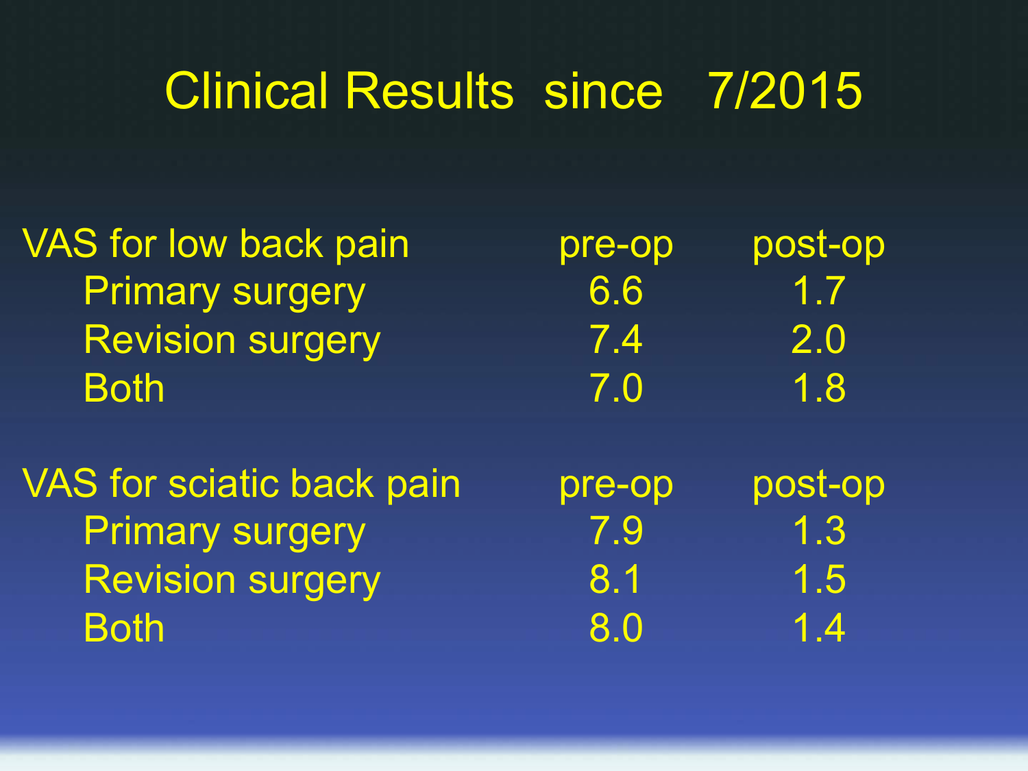# Clinical Results since 7/2015

| VAS for low back pain | pre-op | post-op |
| --- | --- | --- |
| Primary surgery | 6.6 | 1.7 |
| Revision surgery | 7.4 | 2.0 |
| Both | 7.0 | 1.8 |

| VAS for sciatic back pain | pre-op | post-op |
| --- | --- | --- |
| Primary surgery | 7.9 | 1.3 |
| Revision surgery | 8.1 | 1.5 |
| Both | 8.0 | 1.4 |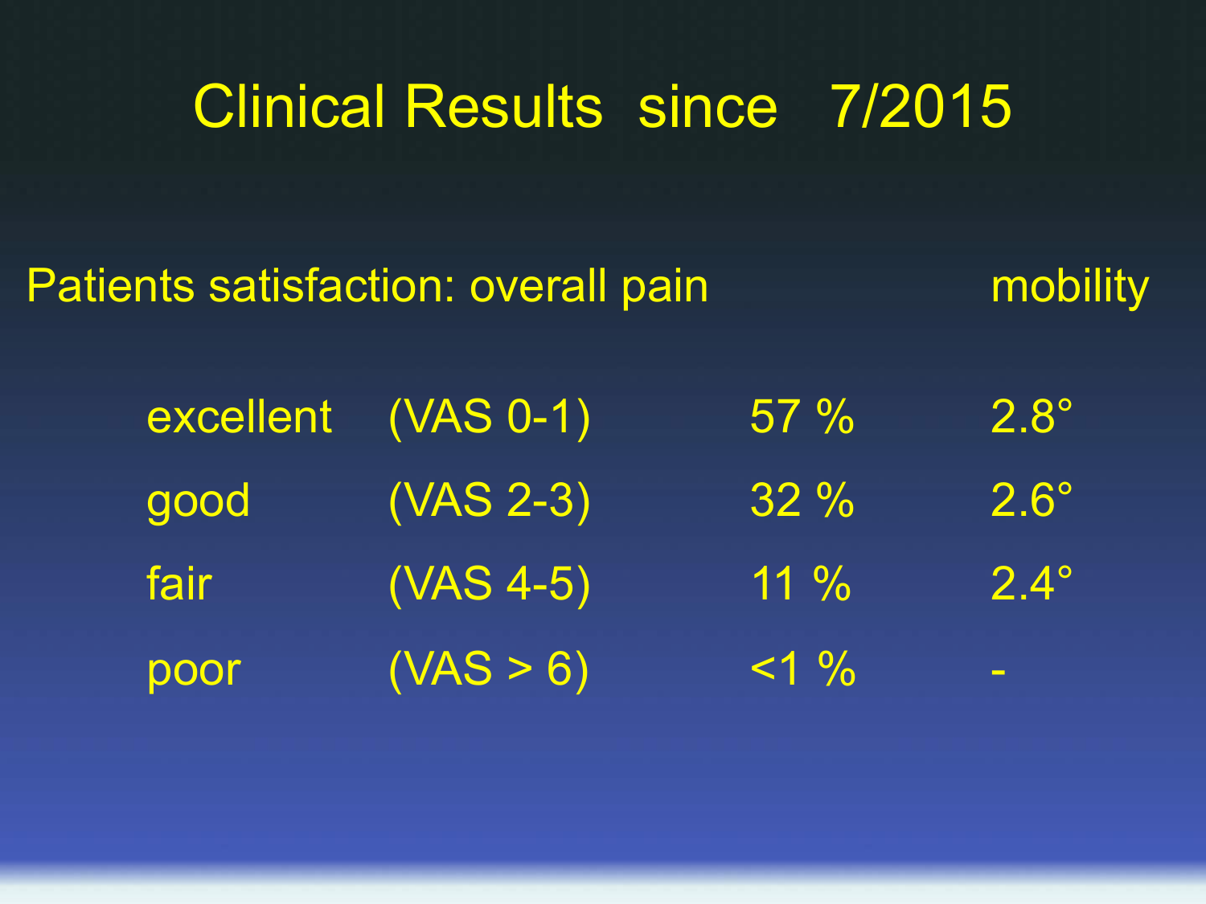# Clinical Results since 7/2015

| Patients satisfaction: overall pain | | | mobility |
|---|---|---|---|
| excellent | (VAS 0-1) | 57 % | 2.8° |
| good | (VAS 2-3) | 32 % | 2.6° |
| fair | (VAS 4-5) | 11 % | 2.4° |
| poor | (VAS > 6) | <1 % | - |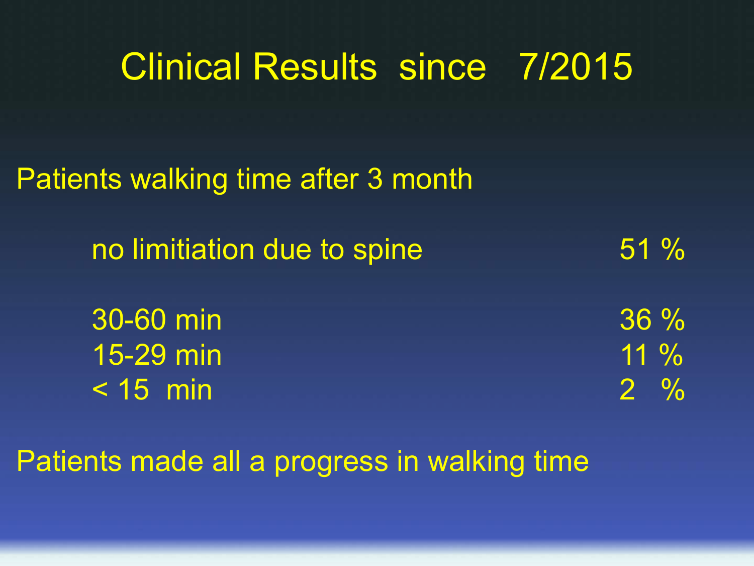# Clinical Results since 7/2015

Patients walking time after 3 month

| | |
|---|---|
| no limitiation due to spine | 51 % |
| 30-60 min | 36 % |
| 15-29 min | 11 % |
| < 15 min | 2 % |

Patients made all a progress in walking time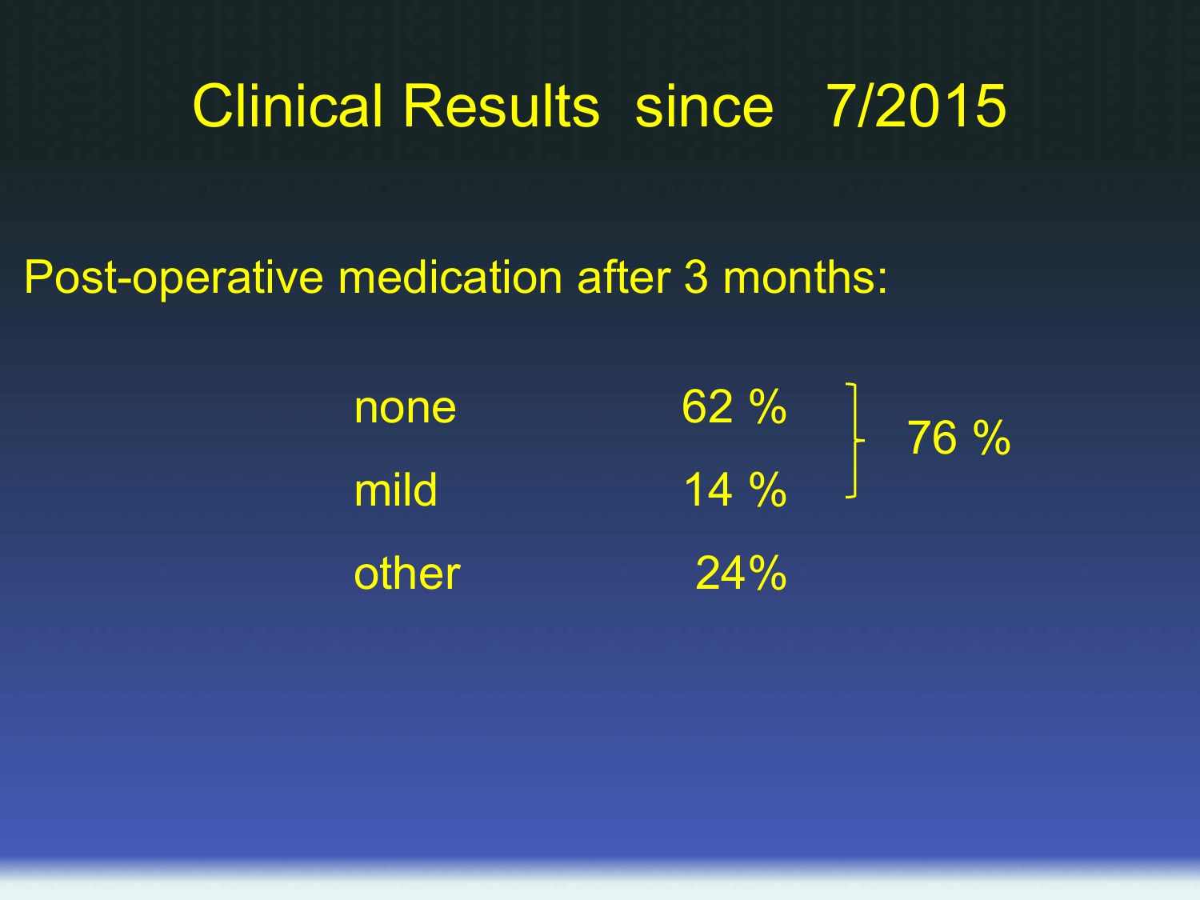# Clinical Results since 7/2015

Post-operative medication after 3 months:

| | | |
|---|---|---|
| none | 62 % | 76 % |
| mild | 14 % | |
| other | 24% | |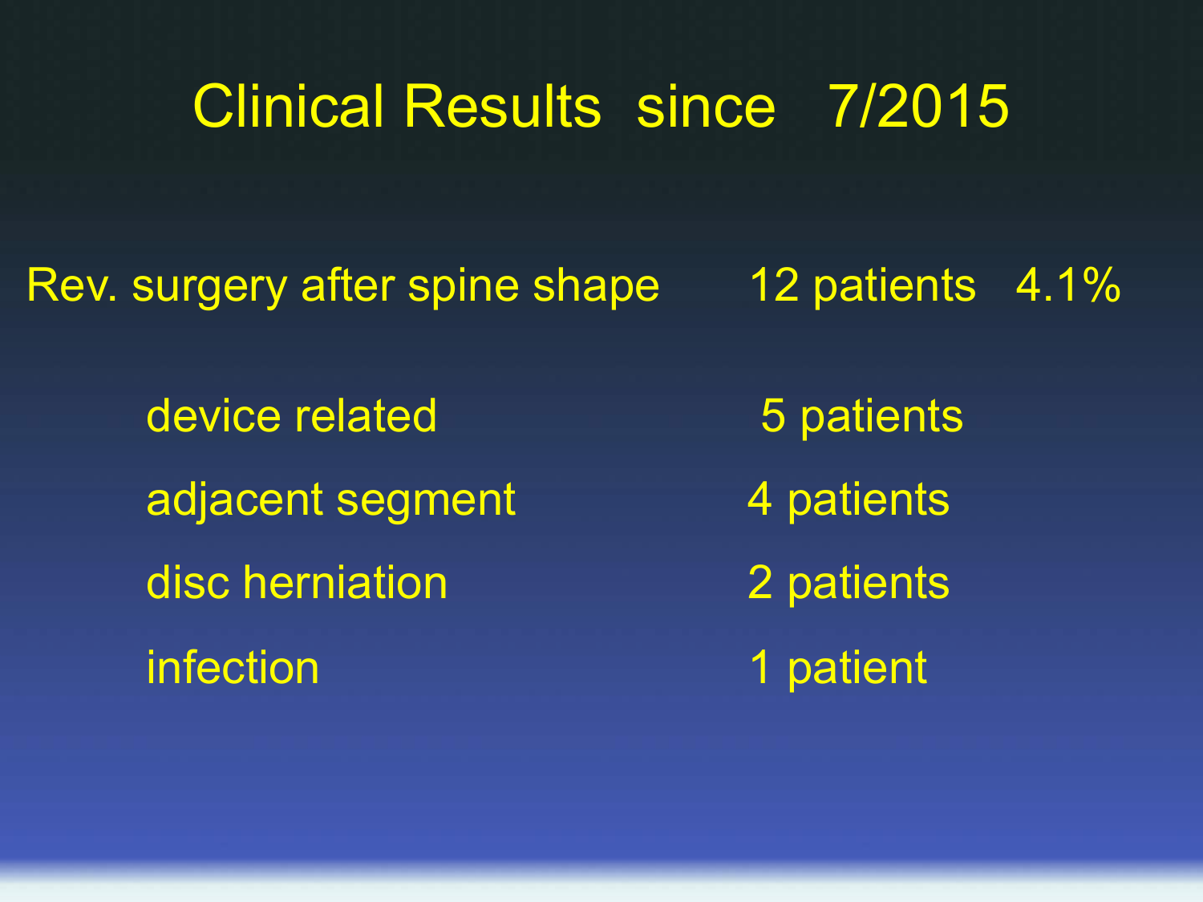# Clinical Results since 7/2015

| | | |
|---|---|---|
| Rev. surgery after spine shape | 12 patients | 4.1% |
| device related | 5 patients | |
| adjacent segment | 4 patients | |
| disc herniation | 2 patients | |
| infection | 1 patient | |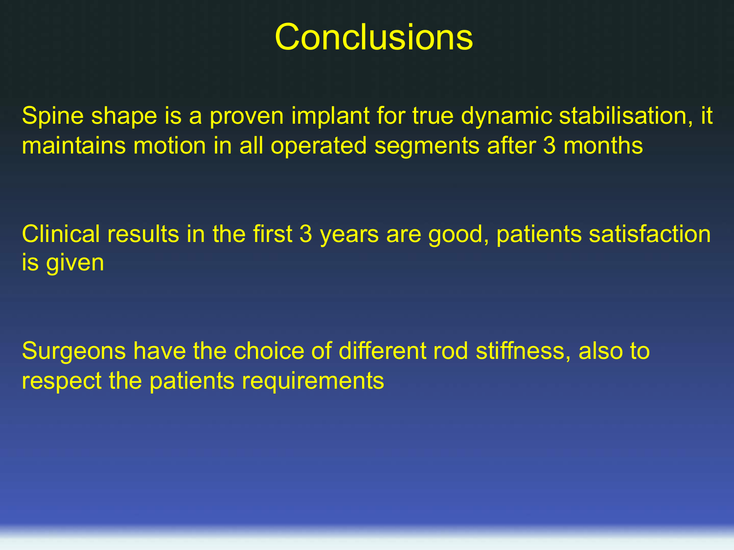# Conclusions

Spine shape is a proven implant for true dynamic stabilisation, it maintains motion in all operated segments after 3 months

Clinical results in the first 3 years are good, patients satisfaction is given

Surgeons have the choice of different rod stiffness, also to respect the patients requirements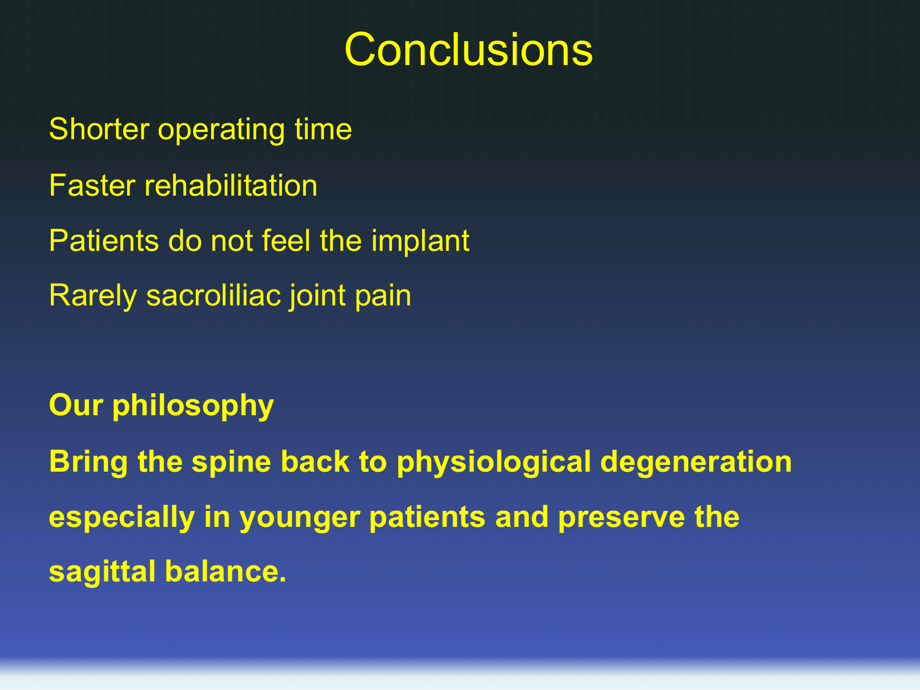# Conclusions

Shorter operating time

Faster rehabilitation

Patients do not feel the implant

Rarely sacroliliac joint pain

**Our philosophy**

**Bring the spine back to physiological degeneration especially in younger patients and preserve the sagittal balance.**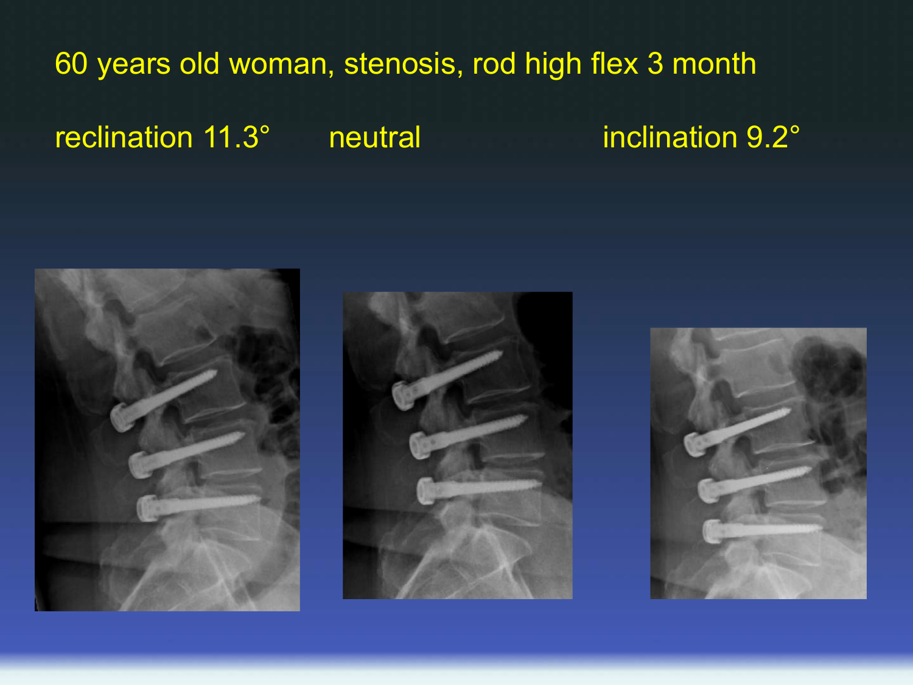# 60 years old woman, stenosis, rod high flex 3 month

reclination 11.3° neutral inclination 9.2°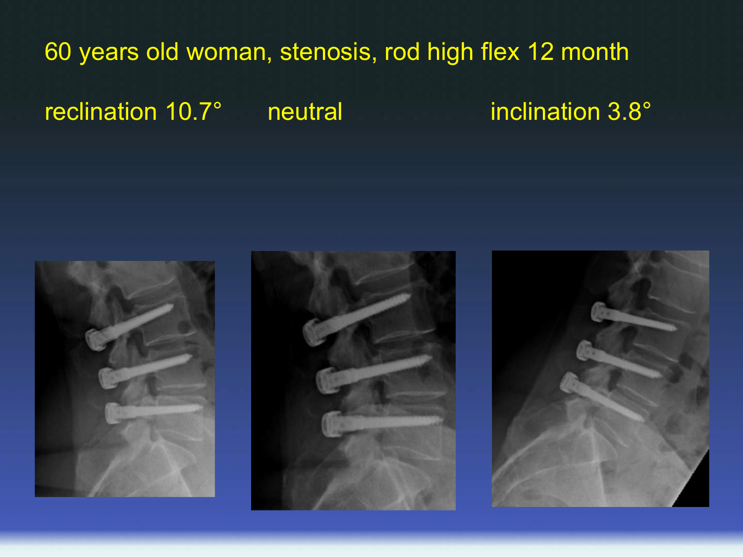# 60 years old woman, stenosis, rod high flex 12 month

reclination 10.7° neutral inclination 3.8°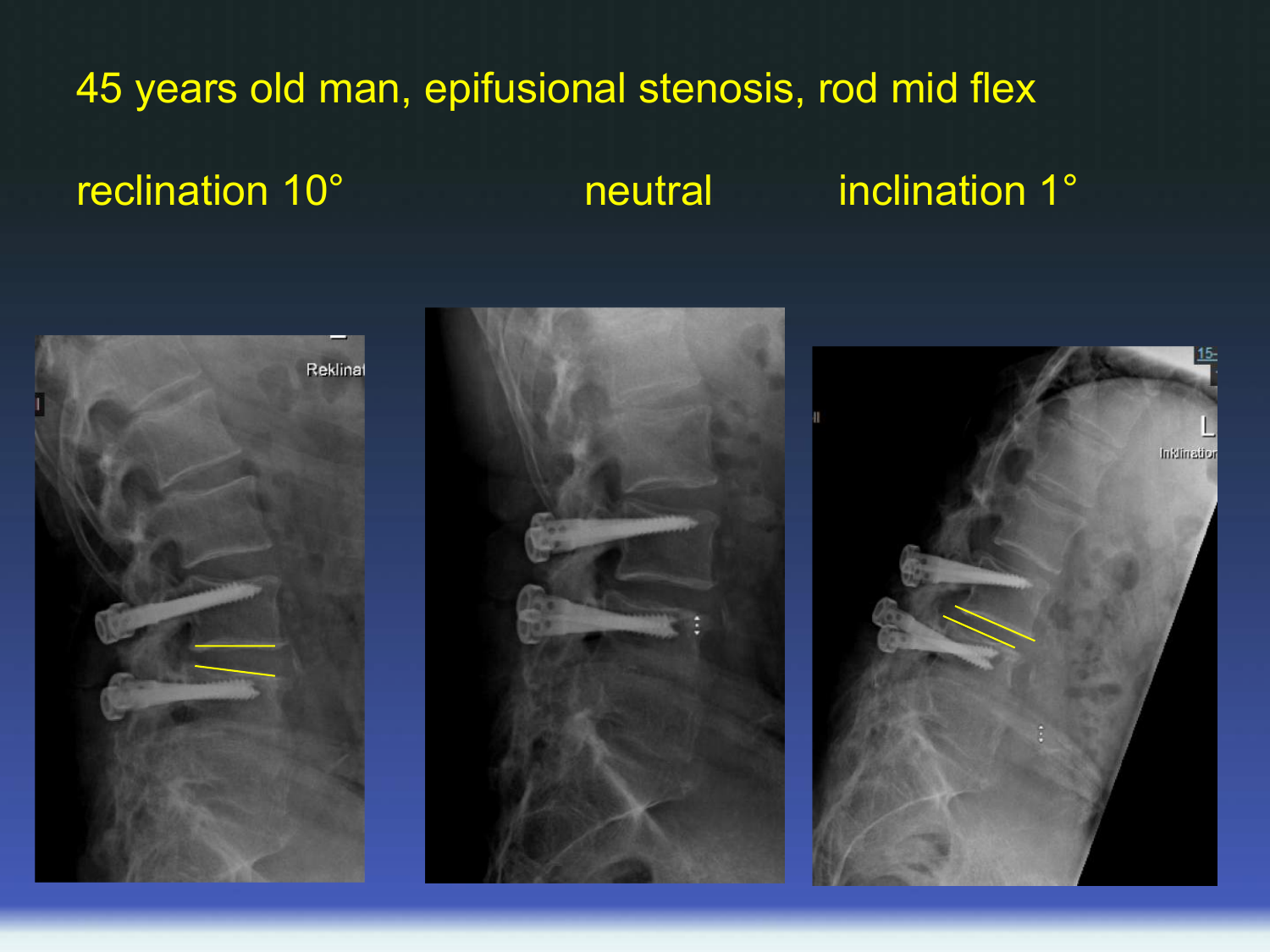# 45 years old man, epifusional stenosis, rod mid flex

reclination 10° | neutral | inclination 1°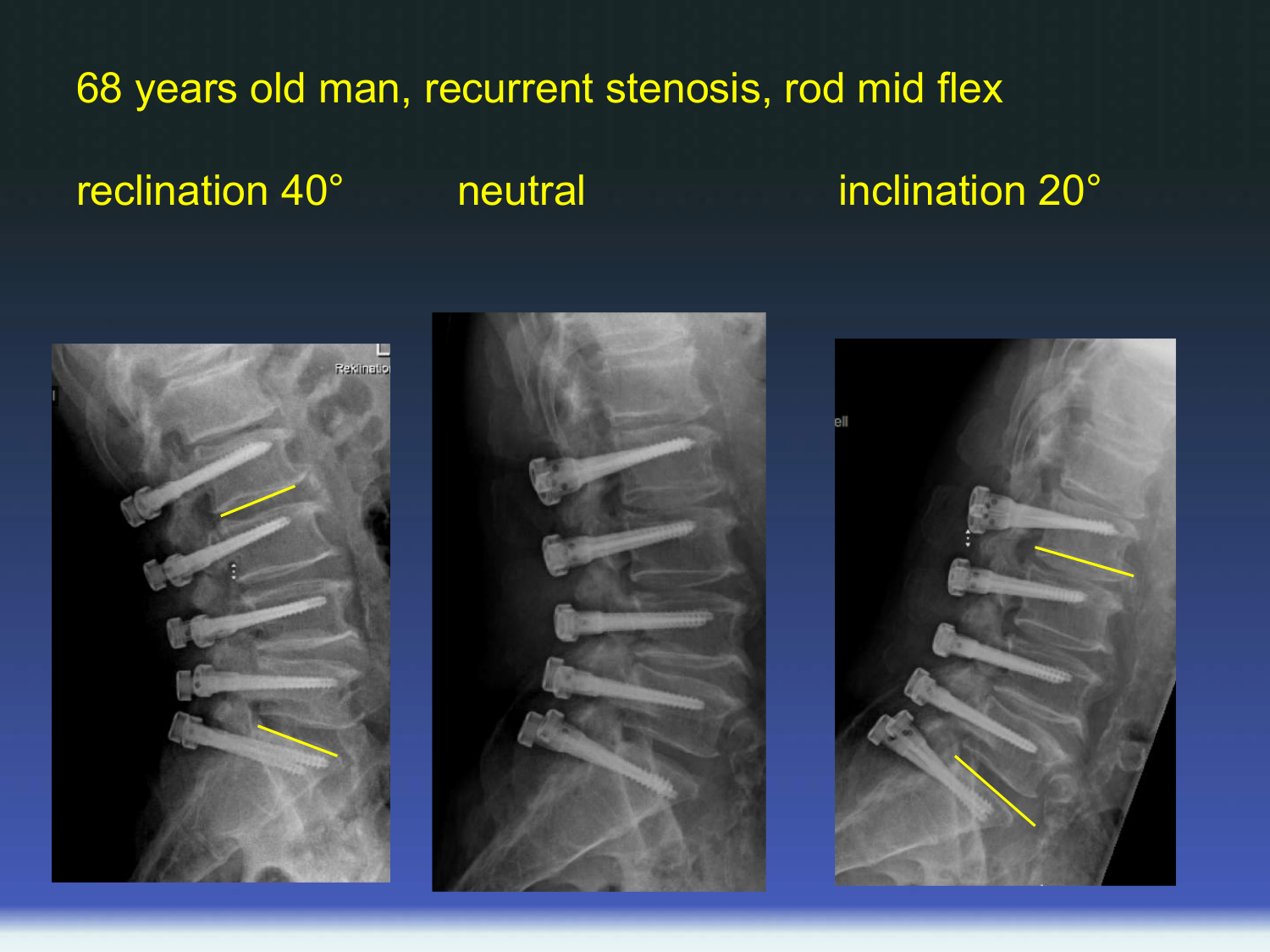# 68 years old man, recurrent stenosis, rod mid flex

reclination 40°

neutral

inclination 20°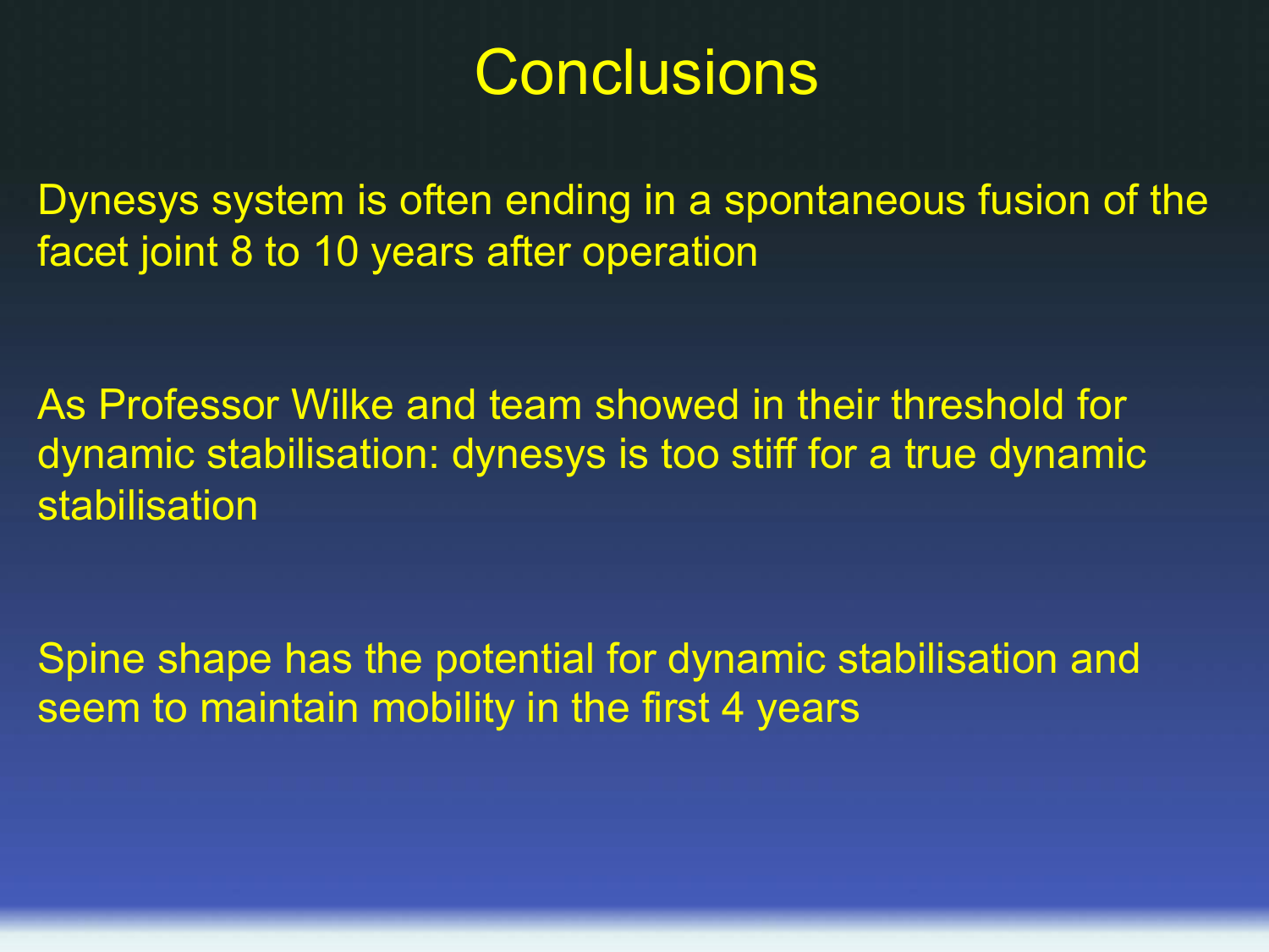# Conclusions

Dynesys system is often ending in a spontaneous fusion of the facet joint 8 to 10 years after operation

As Professor Wilke and team showed in their threshold for dynamic stabilisation: dynesys is too stiff for a true dynamic stabilisation

Spine shape has the potential for dynamic stabilisation and seem to maintain mobility in the first 4 years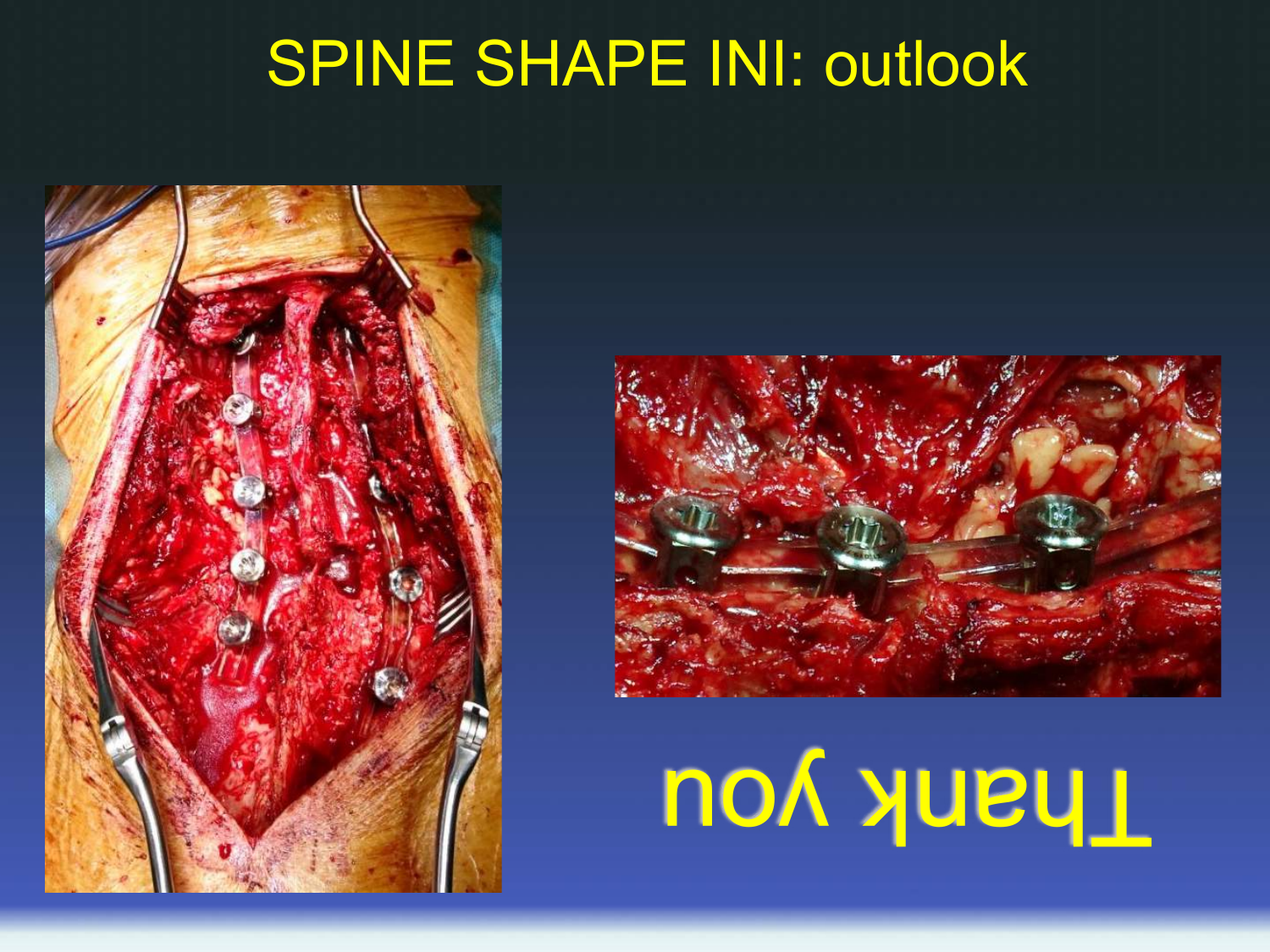# SPINE SHAPE INI: outlook

Thank you